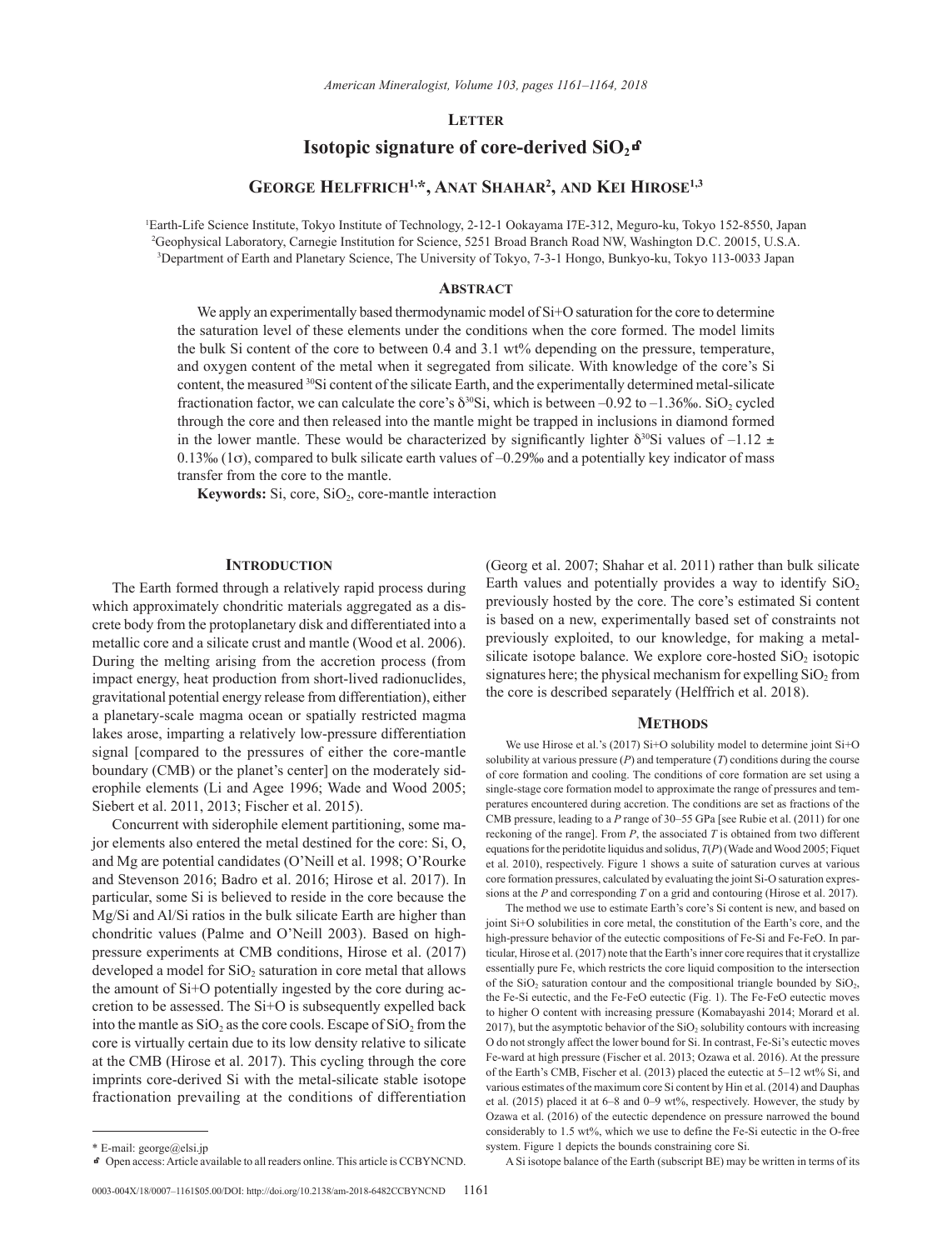## Letter

# Isotopic signature of core-derived $SiO_2$

## George Helffrich[1,*], Anat Shahar[2], and Kei Hirose[1,3]

[1]Earth-Life Science Institute, Tokyo Institute of Technology, 2-12-1 Ookayama I7E-312, Meguro-ku, Tokyo 152-8550, Japan
[2]Geophysical Laboratory, Carnegie Institution for Science, 5251 Broad Branch Road NW, Washington D.C. 20015, U.S.A.
[3]Department of Earth and Planetary Science, The University of Tokyo, 7-3-1 Hongo, Bunkyo-ku, Tokyo 113-0033 Japan

### Abstract

We apply an experimentally based thermodynamic model of Si+O saturation for the core to determine the saturation level of these elements under the conditions when the core formed. The model limits the bulk Si content of the core to between 0.4 and 3.1 wt% depending on the pressure, temperature, and oxygen content of the metal when it segregated from silicate. With knowledge of the core's Si content, the measured $^{30}Si$ content of the silicate Earth, and the experimentally determined metal-silicate fractionation factor, we can calculate the core's $\delta^{30}Si$, which is between –0.92 to –1.36‰. $SiO_2$ cycled through the core and then released into the mantle might be trapped in inclusions in diamond formed in the lower mantle. These would be characterized by significantly lighter $\delta^{30}Si$ values of $-1.12 \pm 0.13$‰ ($1\sigma$), compared to bulk silicate earth values of –0.29‰ and a potentially key indicator of mass transfer from the core to the mantle.

**Keywords:** Si, core, $SiO_2$, core-mantle interaction

### Introduction

The Earth formed through a relatively rapid process during which approximately chondritic materials aggregated as a discrete body from the protoplanetary disk and differentiated into a metallic core and a silicate crust and mantle (Wood et al. 2006). During the melting arising from the accretion process (from impact energy, heat production from short-lived radionuclides, gravitational potential energy release from differentiation), either a planetary-scale magma ocean or spatially restricted magma lakes arose, imparting a relatively low-pressure differentiation signal [compared to the pressures of either the core-mantle boundary (CMB) or the planet's center] on the moderately siderophile elements (Li and Agee 1996; Wade and Wood 2005; Siebert et al. 2011, 2013; Fischer et al. 2015).

Concurrent with siderophile element partitioning, some major elements also entered the metal destined for the core: Si, O, and Mg are potential candidates (O'Neill et al. 1998; O'Rourke and Stevenson 2016; Badro et al. 2016; Hirose et al. 2017). In particular, some Si is believed to reside in the core because the Mg/Si and Al/Si ratios in the bulk silicate Earth are higher than chondritic values (Palme and O'Neill 2003). Based on high-pressure experiments at CMB conditions, Hirose et al. (2017) developed a model for $SiO_2$ saturation in core metal that allows the amount of Si+O potentially ingested by the core during accretion to be assessed. The Si+O is subsequently expelled back into the mantle as $SiO_2$ as the core cools. Escape of $SiO_2$ from the core is virtually certain due to its low density relative to silicate at the CMB (Hirose et al. 2017). This cycling through the core imprints core-derived Si with the metal-silicate stable isotope fractionation prevailing at the conditions of differentiation (Georg et al. 2007; Shahar et al. 2011) rather than bulk silicate Earth values and potentially provides a way to identify $SiO_2$ previously hosted by the core. The core's estimated Si content is based on a new, experimentally based set of constraints not previously exploited, to our knowledge, for making a metal-silicate isotope balance. We explore core-hosted $SiO_2$ isotopic signatures here; the physical mechanism for expelling $SiO_2$ from the core is described separately (Helffrich et al. 2018).

### Methods

We use Hirose et al.'s (2017) Si+O solubility model to determine joint Si+O solubility at various pressure ($P$) and temperature ($T$) conditions during the course of core formation and cooling. The conditions of core formation are set using a single-stage core formation model to approximate the range of pressures and temperatures encountered during accretion. The conditions are set as fractions of the CMB pressure, leading to a $P$ range of 30–55 GPa [see Rubie et al. (2011) for one reckoning of the range]. From $P$, the associated $T$ is obtained from two different equations for the peridotite liquidus and solidus, $T(P)$ (Wade and Wood 2005; Fiquet et al. 2010), respectively. Figure 1 shows a suite of saturation curves at various core formation pressures, calculated by evaluating the joint Si-O saturation expressions at the $P$ and corresponding $T$ on a grid and contouring (Hirose et al. 2017).

The method we use to estimate Earth's core's Si content is new, and based on joint Si+O solubilities in core metal, the constitution of the Earth's core, and the high-pressure behavior of the eutectic compositions of Fe-Si and Fe-FeO. In particular, Hirose et al. (2017) note that the Earth's inner core requires that it crystallize essentially pure Fe, which restricts the core liquid composition to the intersection of the $SiO_2$ saturation contour and the compositional triangle bounded by $SiO_2$, the Fe-Si eutectic, and the Fe-FeO eutectic (Fig. 1). The Fe-FeO eutectic moves to higher O content with increasing pressure (Komabayashi 2014; Morard et al. 2017), but the asymptotic behavior of the $SiO_2$ solubility contours with increasing O do not strongly affect the lower bound for Si. In contrast, Fe-Si's eutectic moves Fe-ward at high pressure (Fischer et al. 2013; Ozawa et al. 2016). At the pressure of the Earth's CMB, Fischer et al. (2013) placed the eutectic at 5–12 wt% Si, and various estimates of the maximum core Si content by Hin et al. (2014) and Dauphas et al. (2015) placed it at 6–8 and 0–9 wt%, respectively. However, the study by Ozawa et al. (2016) of the eutectic dependence on pressure narrowed the bound considerably to 1.5 wt%, which we use to define the Fe-Si eutectic in the O-free system. Figure 1 depicts the bounds constraining core Si.

A Si isotope balance of the Earth (subscript BE) may be written in terms of its

---

\* E-mail: george@elsi.jp
Open access: Article available to all readers online. This article is CCBYNCND.

0003-004X/18/0007–1161$05.00/DOI: http://doi.org/10.2138/am-2018-6482CCBYNCND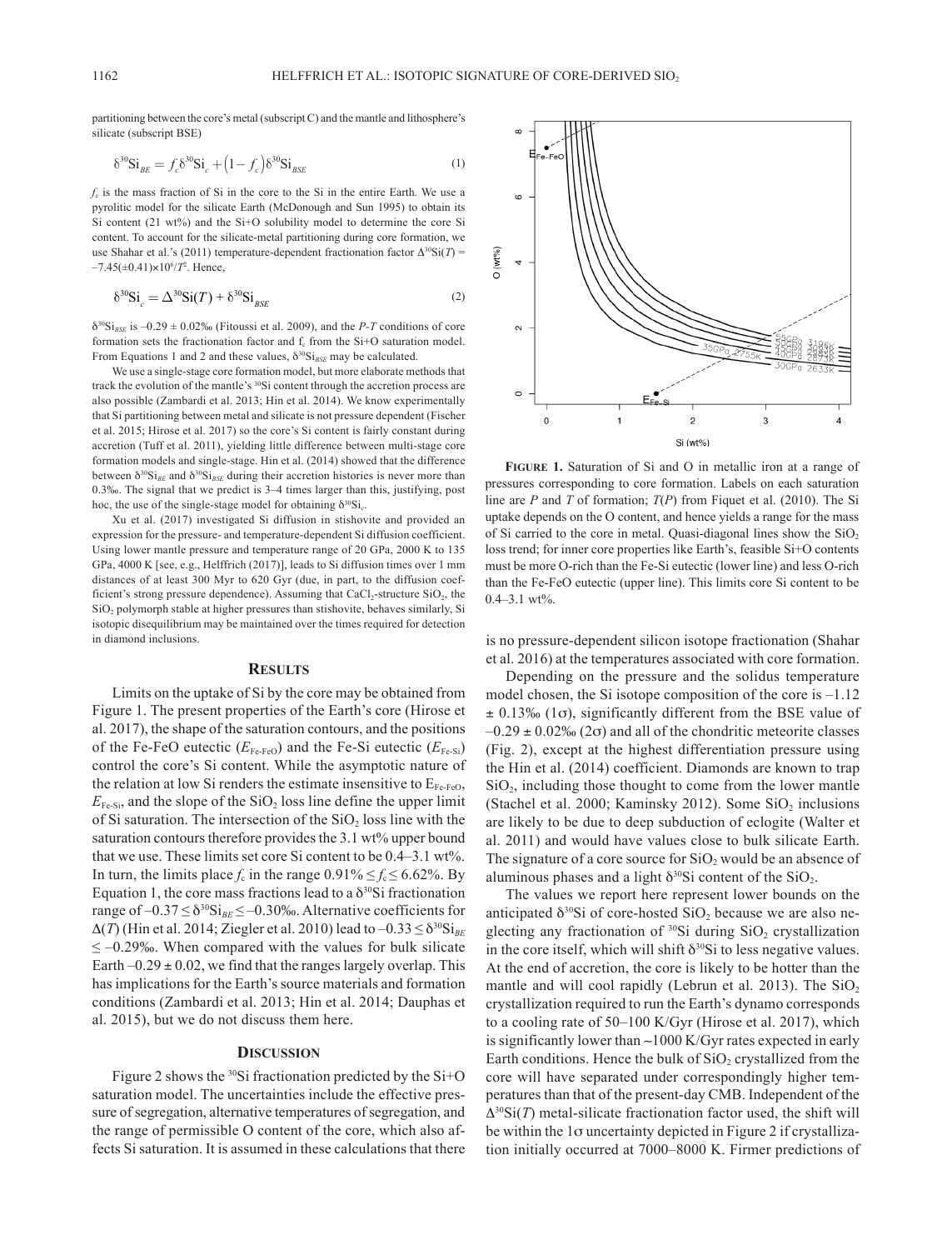partitioning between the core's metal (subscript C) and the mantle and lithosphere's silicate (subscript BSE)

$$\delta^{30}\mathrm{Si}_{BE} = f_c\delta^{30}\mathrm{Si}_c + \left(1 - f_c\right)\delta^{30}\mathrm{Si}_{BSE} \tag{1}$$

$f_c$ is the mass fraction of Si in the core to the Si in the entire Earth. We use a pyrolitic model for the silicate Earth (McDonough and Sun 1995) to obtain its Si content (21 wt%) and the Si+O solubility model to determine the core Si content. To account for the silicate-metal partitioning during core formation, we use Shahar et al.'s (2011) temperature-dependent fractionation factor $\Delta^{30}\mathrm{Si}(T) = -7.45(\pm 0.41)\times 10^6/T^2$. Hence,

$$\delta^{30}\mathrm{Si}_c = \Delta^{30}\mathrm{Si}(T) + \delta^{30}\mathrm{Si}_{BSE} \tag{2}$$

$\delta^{30}\mathrm{Si}_{BSE}$ is $-0.29 \pm 0.02$‰ (Fitoussi et al. 2009), and the *P-T* conditions of core formation sets the fractionation factor and $f_c$ from the Si+O saturation model. From Equations 1 and 2 and these values, $\delta^{30}\mathrm{Si}_{BSE}$ may be calculated.

We use a single-stage core formation model, but more elaborate methods that track the evolution of the mantle's $^{30}$Si content through the accretion process are also possible (Zambardi et al. 2013; Hin et al. 2014). We know experimentally that Si partitioning between metal and silicate is not pressure dependent (Fischer et al. 2015; Hirose et al. 2017) so the core's Si content is fairly constant during accretion (Tuff et al. 2011), yielding little difference between multi-stage core formation models and single-stage. Hin et al. (2014) showed that the difference between $\delta^{30}\mathrm{Si}_{BE}$ and $\delta^{30}\mathrm{Si}_{BSE}$ during their accretion histories is never more than 0.3‰. The signal that we predict is 3–4 times larger than this, justifying, post hoc, the use of the single-stage model for obtaining $\delta^{30}\mathrm{Si}_c$.

Xu et al. (2017) investigated Si diffusion in stishovite and provided an expression for the pressure- and temperature-dependent Si diffusion coefficient. Using lower mantle pressure and temperature range of 20 GPa, 2000 K to 135 GPa, 4000 K [see, e.g., Helffrich (2017)], leads to Si diffusion times over 1 mm distances of at least 300 Myr to 620 Gyr (due, in part, to the diffusion coefficient's strong pressure dependence). Assuming that $CaCl_2$-structure $SiO_2$, the $SiO_2$ polymorph stable at higher pressures than stishovite, behaves similarly, Si isotopic disequilibrium may be maintained over the times required for detection in diamond inclusions.

## Results

Limits on the uptake of Si by the core may be obtained from Figure 1. The present properties of the Earth's core (Hirose et al. 2017), the shape of the saturation contours, and the positions of the Fe-FeO eutectic ($E_{\text{Fe-FeO}}$) and the Fe-Si eutectic ($E_{\text{Fe-Si}}$) control the core's Si content. While the asymptotic nature of the relation at low Si renders the estimate insensitive to $E_{\text{Fe-FeO}}$, $E_{\text{Fe-Si}}$, and the slope of the $SiO_2$ loss line define the upper limit of Si saturation. The intersection of the $SiO_2$ loss line with the saturation contours therefore provides the 3.1 wt% upper bound that we use. These limits set core Si content to be 0.4–3.1 wt%. In turn, the limits place $f_c$ in the range $0.91\% \leq f_c \leq 6.62\%$. By Equation 1, the core mass fractions lead to a $\delta^{30}$Si fractionation range of $-0.37 \leq \delta^{30}\mathrm{Si}_{BE} \leq -0.30$‰. Alternative coefficients for $\Delta(T)$ (Hin et al. 2014; Ziegler et al. 2010) lead to $-0.33 \leq \delta^{30}\mathrm{Si}_{BE} \leq -0.29$‰. When compared with the values for bulk silicate Earth $-0.29 \pm 0.02$, we find that the ranges largely overlap. This has implications for the Earth's source materials and formation conditions (Zambardi et al. 2013; Hin et al. 2014; Dauphas et al. 2015), but we do not discuss them here.

## Discussion

Figure 2 shows the $^{30}$Si fractionation predicted by the Si+O saturation model. The uncertainties include the effective pressure of segregation, alternative temperatures of segregation, and the range of permissible O content of the core, which also affects Si saturation. It is assumed in these calculations that there is no pressure-dependent silicon isotope fractionation (Shahar et al. 2016) at the temperatures associated with core formation.

**Figure 1.** Saturation of Si and O in metallic iron at a range of pressures corresponding to core formation. Labels on each saturation line are *P* and *T* of formation; *T*(*P*) from Fiquet et al. (2010). The Si uptake depends on the O content, and hence yields a range for the mass of Si carried to the core in metal. Quasi-diagonal lines show the $SiO_2$ loss trend; for inner core properties like Earth's, feasible Si+O contents must be more O-rich than the Fe-Si eutectic (lower line) and less O-rich than the Fe-FeO eutectic (upper line). This limits core Si content to be 0.4–3.1 wt%.

Depending on the pressure and the solidus temperature model chosen, the Si isotope composition of the core is $-1.12 \pm 0.13$‰ ($1\sigma$), significantly different from the BSE value of $-0.29 \pm 0.02$‰ ($2\sigma$) and all of the chondritic meteorite classes (Fig. 2), except at the highest differentiation pressure using the Hin et al. (2014) coefficient. Diamonds are known to trap $SiO_2$, including those thought to come from the lower mantle (Stachel et al. 2000; Kaminsky 2012). Some $SiO_2$ inclusions are likely to be due to deep subduction of eclogite (Walter et al. 2011) and would have values close to bulk silicate Earth. The signature of a core source for $SiO_2$ would be an absence of aluminous phases and a light $\delta^{30}$Si content of the $SiO_2$.

The values we report here represent lower bounds on the anticipated $\delta^{30}$Si of core-hosted $SiO_2$ because we are also neglecting any fractionation of $^{30}$Si during $SiO_2$ crystallization in the core itself, which will shift $\delta^{30}$Si to less negative values. At the end of accretion, the core is likely to be hotter than the mantle and will cool rapidly (Lebrun et al. 2013). The $SiO_2$ crystallization required to run the Earth's dynamo corresponds to a cooling rate of 50–100 K/Gyr (Hirose et al. 2017), which is significantly lower than ~1000 K/Gyr rates expected in early Earth conditions. Hence the bulk of $SiO_2$ crystallized from the core will have separated under correspondingly higher temperatures than that of the present-day CMB. Independent of the $\Delta^{30}\mathrm{Si}(T)$ metal-silicate fractionation factor used, the shift will be within the $1\sigma$ uncertainty depicted in Figure 2 if crystallization initially occurred at 7000–8000 K. Firmer predictions of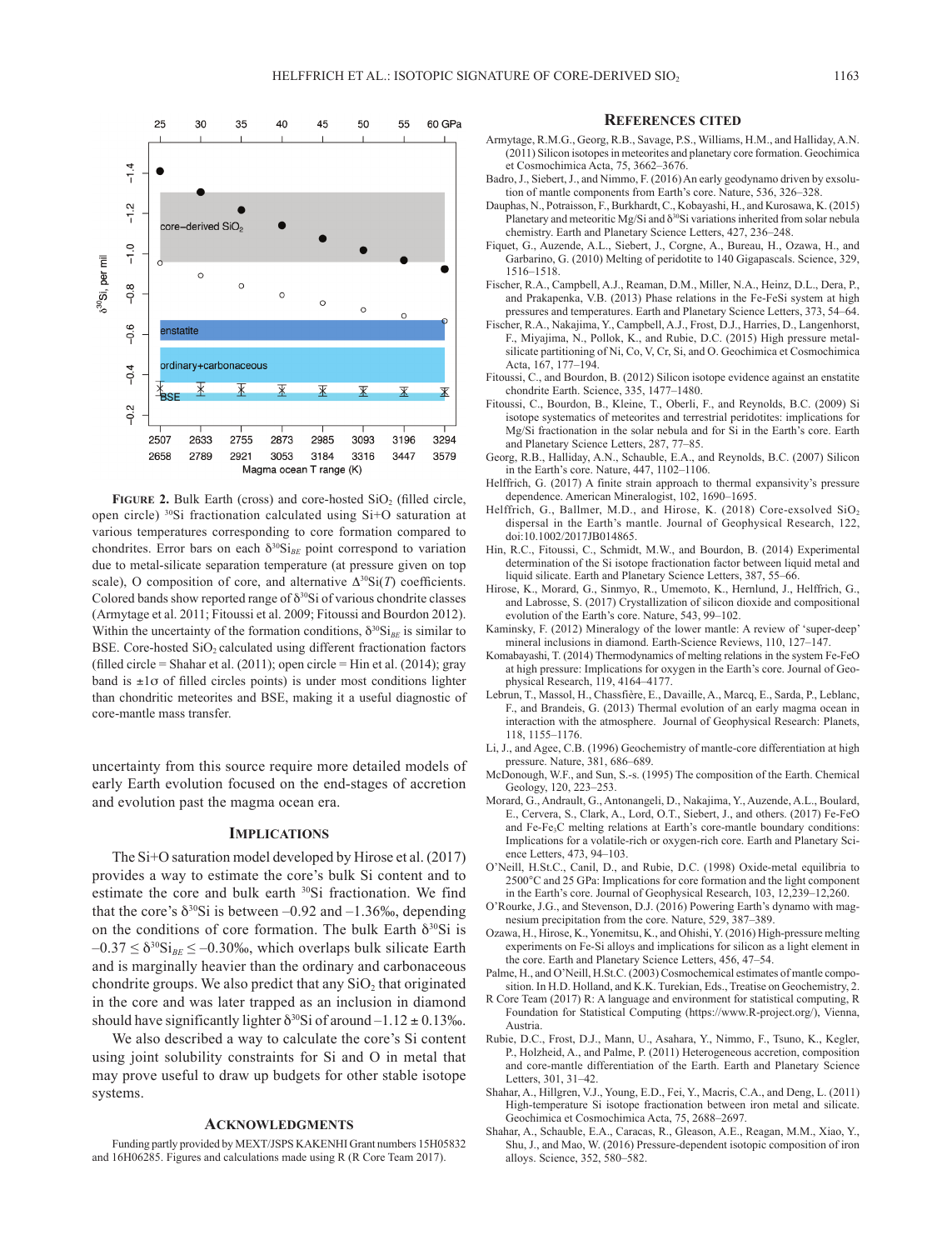**FIGURE 2.** Bulk Earth (cross) and core-hosted $SiO_2$ (filled circle, open circle) $^{30}Si$ fractionation calculated using Si+O saturation at various temperatures corresponding to core formation compared to chondrites. Error bars on each $\delta^{30}Si_{BE}$ point correspond to variation due to metal-silicate separation temperature (at pressure given on top scale), O composition of core, and alternative $\Delta^{30}Si(T)$ coefficients. Colored bands show reported range of $\delta^{30}Si$ of various chondrite classes (Armytage et al. 2011; Fitoussi et al. 2009; Fitoussi and Bourdon 2012). Within the uncertainty of the formation conditions, $\delta^{30}Si_{BE}$ is similar to BSE. Core-hosted $SiO_2$ calculated using different fractionation factors (filled circle = Shahar et al. (2011); open circle = Hin et al. (2014); gray band is ±1σ of filled circles points) is under most conditions lighter than chondritic meteorites and BSE, making it a useful diagnostic of core-mantle mass transfer.

uncertainty from this source require more detailed models of early Earth evolution focused on the end-stages of accretion and evolution past the magma ocean era.

## Implications

The Si+O saturation model developed by Hirose et al. (2017) provides a way to estimate the core's bulk Si content and to estimate the core and bulk earth $^{30}Si$ fractionation. We find that the core's $\delta^{30}Si$ is between –0.92 and –1.36‰, depending on the conditions of core formation. The bulk Earth $\delta^{30}Si$ is $-0.37 \leq \delta^{30}Si_{BE} \leq -0.30$‰, which overlaps bulk silicate Earth and is marginally heavier than the ordinary and carbonaceous chondrite groups. We also predict that any $SiO_2$ that originated in the core and was later trapped as an inclusion in diamond should have significantly lighter $\delta^{30}Si$ of around $-1.12 \pm 0.13$‰.

We also described a way to calculate the core's Si content using joint solubility constraints for Si and O in metal that may prove useful to draw up budgets for other stable isotope systems.

## Acknowledgments

Funding partly provided by MEXT/JSPS KAKENHI Grant numbers 15H05832 and 16H06285. Figures and calculations made using R (R Core Team 2017).

## References Cited

Armytage, R.M.G., Georg, R.B., Savage, P.S., Williams, H.M., and Halliday, A.N. (2011) Silicon isotopes in meteorites and planetary core formation. Geochimica et Cosmochimica Acta, 75, 3662–3676.

Badro, J., Siebert, J., and Nimmo, F. (2016) An early geodynamo driven by exsolution of mantle components from Earth's core. Nature, 536, 326–328.

Dauphas, N., Potraisson, F., Burkhardt, C., Kobayashi, H., and Kurosawa, K. (2015) Planetary and meteoritic Mg/Si and $\delta^{30}Si$ variations inherited from solar nebula chemistry. Earth and Planetary Science Letters, 427, 236–248.

Fiquet, G., Auzende, A.L., Siebert, J., Corgne, A., Bureau, H., Ozawa, H., and Garbarino, G. (2010) Melting of peridotite to 140 Gigapascals. Science, 329, 1516–1518.

Fischer, R.A., Campbell, A.J., Reaman, D.M., Miller, N.A., Heinz, D.L., Dera, P., and Prakapenka, V.B. (2013) Phase relations in the Fe-FeSi system at high pressures and temperatures. Earth and Planetary Science Letters, 373, 54–64.

Fischer, R.A., Nakajima, Y., Campbell, A.J., Frost, D.J., Harries, D., Langenhorst, F., Miyajima, N., Pollok, K., and Rubie, D.C. (2015) High pressure metal-silicate partitioning of Ni, Co, V, Cr, Si, and O. Geochimica et Cosmochimica Acta, 167, 177–194.

Fitoussi, C., and Bourdon, B. (2012) Silicon isotope evidence against an enstatite chondrite Earth. Science, 335, 1477–1480.

Fitoussi, C., Bourdon, B., Kleine, T., Oberli, F., and Reynolds, B.C. (2009) Si isotope systematics of meteorites and terrestrial peridotites: implications for Mg/Si fractionation in the solar nebula and for Si in the Earth's core. Earth and Planetary Science Letters, 287, 77–85.

Georg, R.B., Halliday, A.N., Schauble, E.A., and Reynolds, B.C. (2007) Silicon in the Earth's core. Nature, 447, 1102–1106.

Helffrich, G. (2017) A finite strain approach to thermal expansivity's pressure dependence. American Mineralogist, 102, 1690–1695.

Helffrich, G., Ballmer, M.D., and Hirose, K. (2018) Core-exsolved $SiO_2$ dispersal in the Earth's mantle. Journal of Geophysical Research, 122, doi:10.1002/2017JB014865.

Hin, R.C., Fitoussi, C., Schmidt, M.W., and Bourdon, B. (2014) Experimental determination of the Si isotope fractionation factor between liquid metal and liquid silicate. Earth and Planetary Science Letters, 387, 55–66.

Hirose, K., Morard, G., Sinmyo, R., Umemoto, K., Hernlund, J., Helffrich, G., and Labrosse, S. (2017) Crystallization of silicon dioxide and compositional evolution of the Earth's core. Nature, 543, 99–102.

Kaminsky, F. (2012) Mineralogy of the lower mantle: A review of 'super-deep' mineral inclusions in diamond. Earth-Science Reviews, 110, 127–147.

Komabayashi, T. (2014) Thermodynamics of melting relations in the system Fe-FeO at high pressure: Implications for oxygen in the Earth's core. Journal of Geophysical Research, 119, 4164–4177.

Lebrun, T., Massol, H., Chassfière, E., Davaille, A., Marcq, E., Sarda, P., Leblanc, F., and Brandeis, G. (2013) Thermal evolution of an early magma ocean in interaction with the atmosphere. Journal of Geophysical Research: Planets, 118, 1155–1176.

Li, J., and Agee, C.B. (1996) Geochemistry of mantle-core differentiation at high pressure. Nature, 381, 686–689.

McDonough, W.F., and Sun, S.-s. (1995) The composition of the Earth. Chemical Geology, 120, 223–253.

Morard, G., Andrault, G., Antonangeli, D., Nakajima, Y., Auzende, A.L., Boulard, E., Cervera, S., Clark, A., Lord, O.T., Siebert, J., and others. (2017) Fe-FeO and Fe-$Fe_3C$ melting relations at Earth's core-mantle boundary conditions: Implications for a volatile-rich or oxygen-rich core. Earth and Planetary Science Letters, 473, 94–103.

O'Neill, H.St.C., Canil, D., and Rubie, D.C. (1998) Oxide-metal equilibria to 2500°C and 25 GPa: Implications for core formation and the light component in the Earth's core. Journal of Geophysical Research, 103, 12,239–12,260.

O'Rourke, J.G., and Stevenson, D.J. (2016) Powering Earth's dynamo with magnesium precipitation from the core. Nature, 529, 387–389.

Ozawa, H., Hirose, K., Yonemitsu, K., and Ohishi, Y. (2016) High-pressure melting experiments on Fe-Si alloys and implications for silicon as a light element in the core. Earth and Planetary Science Letters, 456, 47–54.

Palme, H., and O'Neill, H.St.C. (2003) Cosmochemical estimates of mantle composition. In H.D. Holland and K.K. Turekian, Eds., Treatise on Geochemistry, 2.

R Core Team (2017) R: A language and environment for statistical computing, R Foundation for Statistical Computing (https://www.R-project.org/), Vienna, Austria.

Rubie, D.C., Frost, D.J., Mann, U., Asahara, Y., Nimmo, F., Tsuno, K., Kegler, P., Holzheid, A., and Palme, P. (2011) Heterogeneous accretion, composition and core-mantle differentiation of the Earth. Earth and Planetary Science Letters, 301, 31–42.

Shahar, A., Hillgren, V.J., Young, E.D., Fei, Y., Macris, C.A., and Deng, L. (2011) High-temperature Si isotope fractionation between iron metal and silicate. Geochimica et Cosmochimica Acta, 75, 2688–2697.

Shahar, A., Schauble, E.A., Caracas, R., Gleason, A.E., Reagan, M.M., Xiao, Y., Shu, J., and Mao, W. (2016) Pressure-dependent isotopic composition of iron alloys. Science, 352, 580–582.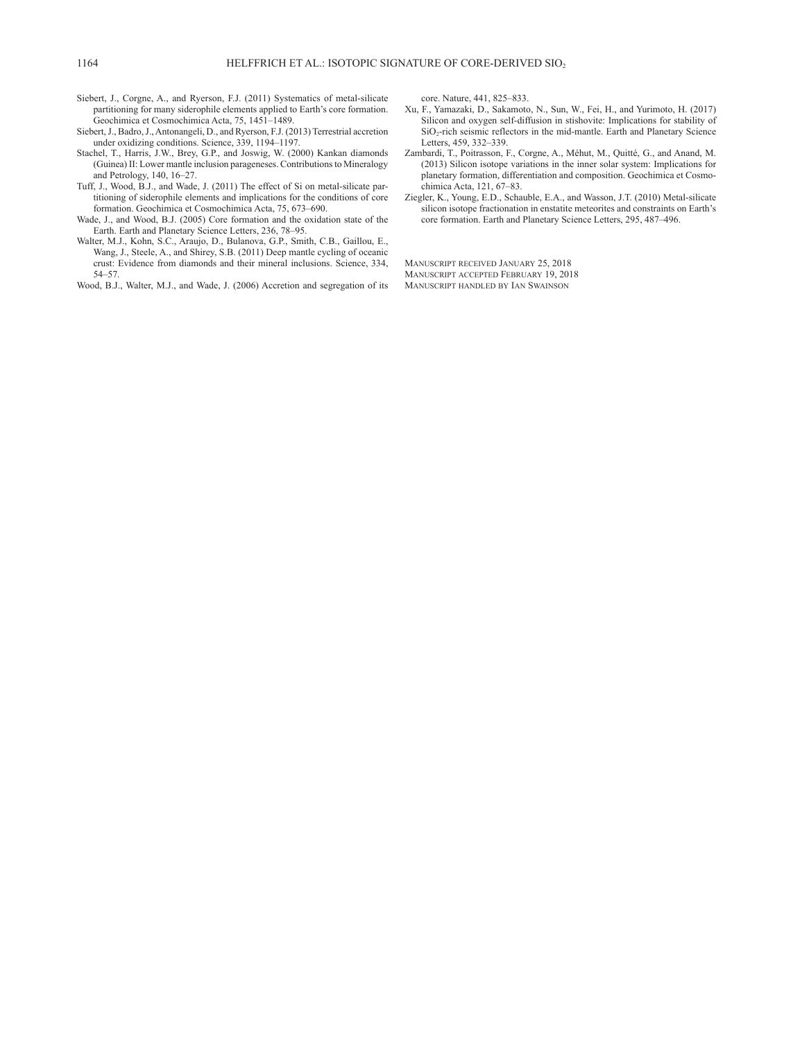Siebert, J., Corgne, A., and Ryerson, F.J. (2011) Systematics of metal-silicate partitioning for many siderophile elements applied to Earth's core formation. Geochimica et Cosmochimica Acta, 75, 1451–1489.

Siebert, J., Badro, J., Antonangeli, D., and Ryerson, F.J. (2013) Terrestrial accretion under oxidizing conditions. Science, 339, 1194–1197.

Stachel, T., Harris, J.W., Brey, G.P., and Joswig, W. (2000) Kankan diamonds (Guinea) II: Lower mantle inclusion parageneses. Contributions to Mineralogy and Petrology, 140, 16–27.

Tuff, J., Wood, B.J., and Wade, J. (2011) The effect of Si on metal-silicate partitioning of siderophile elements and implications for the conditions of core formation. Geochimica et Cosmochimica Acta, 75, 673–690.

Wade, J., and Wood, B.J. (2005) Core formation and the oxidation state of the Earth. Earth and Planetary Science Letters, 236, 78–95.

Walter, M.J., Kohn, S.C., Araujo, D., Bulanova, G.P., Smith, C.B., Gaillou, E., Wang, J., Steele, A., and Shirey, S.B. (2011) Deep mantle cycling of oceanic crust: Evidence from diamonds and their mineral inclusions. Science, 334, 54–57.

Wood, B.J., Walter, M.J., and Wade, J. (2006) Accretion and segregation of its core. Nature, 441, 825–833.

Xu, F., Yamazaki, D., Sakamoto, N., Sun, W., Fei, H., and Yurimoto, H. (2017) Silicon and oxygen self-diffusion in stishovite: Implications for stability of $SiO_2$-rich seismic reflectors in the mid-mantle. Earth and Planetary Science Letters, 459, 332–339.

Zambardi, T., Poitrasson, F., Corgne, A., Méhut, M., Quitté, G., and Anand, M. (2013) Silicon isotope variations in the inner solar system: Implications for planetary formation, differentiation and composition. Geochimica et Cosmochimica Acta, 121, 67–83.

Ziegler, K., Young, E.D., Schauble, E.A., and Wasson, J.T. (2010) Metal-silicate silicon isotope fractionation in enstatite meteorites and constraints on Earth's core formation. Earth and Planetary Science Letters, 295, 487–496.

Manuscript received January 25, 2018
Manuscript accepted February 19, 2018
Manuscript handled by Ian Swainson